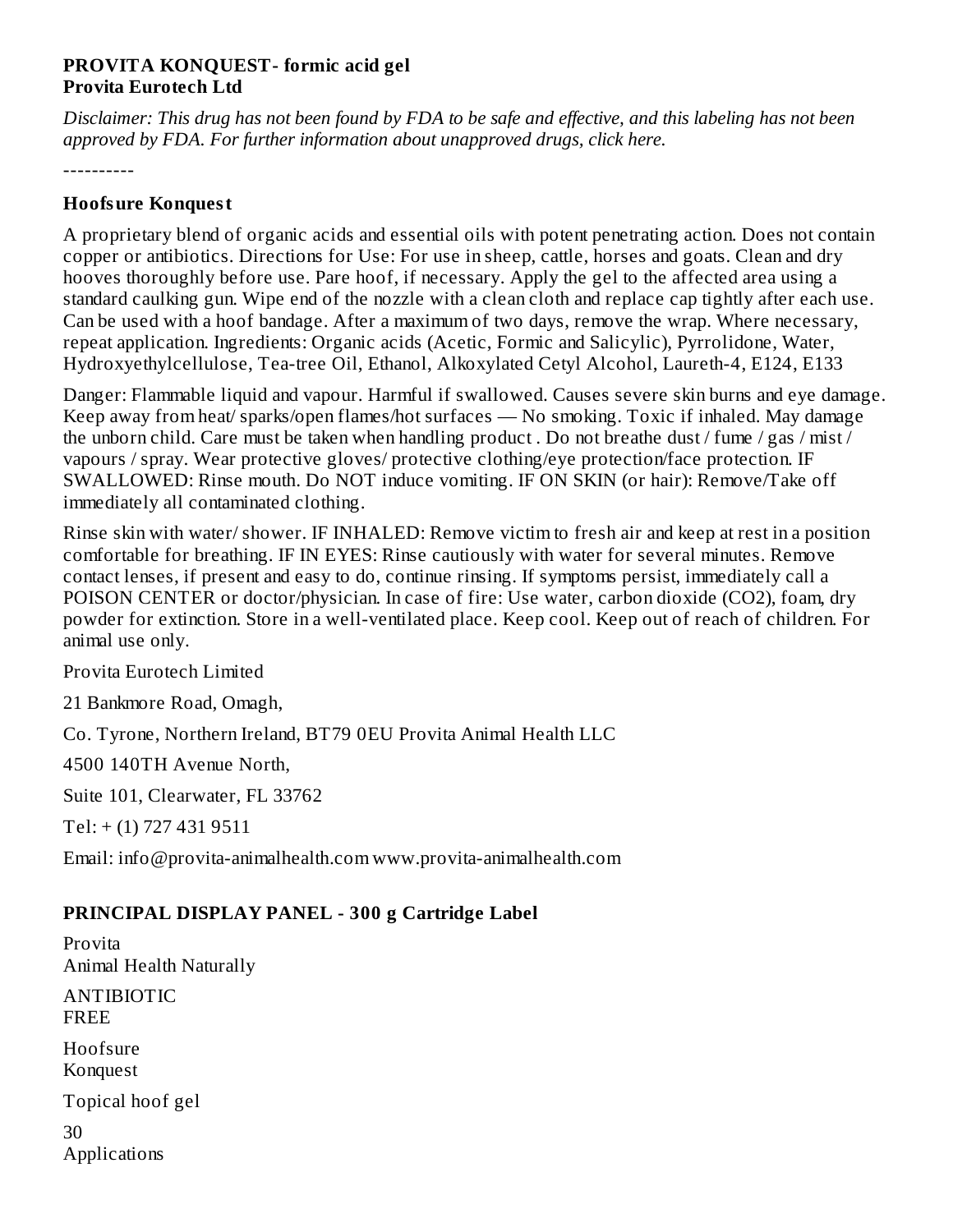**PROVITA KONQUEST- formic acid gel**
**Provita Eurotech Ltd**

*Disclaimer: This drug has not been found by FDA to be safe and effective, and this labeling has not been approved by FDA. For further information about unapproved drugs, click here.*

----------

### Hoofsure Konquest

A proprietary blend of organic acids and essential oils with potent penetrating action. Does not contain copper or antibiotics. Directions for Use: For use in sheep, cattle, horses and goats. Clean and dry hooves thoroughly before use. Pare hoof, if necessary. Apply the gel to the affected area using a standard caulking gun. Wipe end of the nozzle with a clean cloth and replace cap tightly after each use. Can be used with a hoof bandage. After a maximum of two days, remove the wrap. Where necessary, repeat application. Ingredients: Organic acids (Acetic, Formic and Salicylic), Pyrrolidone, Water, Hydroxyethylcellulose, Tea-tree Oil, Ethanol, Alkoxylated Cetyl Alcohol, Laureth-4, E124, E133

Danger: Flammable liquid and vapour. Harmful if swallowed. Causes severe skin burns and eye damage. Keep away from heat/ sparks/open flames/hot surfaces — No smoking. Toxic if inhaled. May damage the unborn child. Care must be taken when handling product . Do not breathe dust / fume / gas / mist / vapours / spray. Wear protective gloves/ protective clothing/eye protection/face protection. IF SWALLOWED: Rinse mouth. Do NOT induce vomiting. IF ON SKIN (or hair): Remove/Take off immediately all contaminated clothing.

Rinse skin with water/ shower. IF INHALED: Remove victim to fresh air and keep at rest in a position comfortable for breathing. IF IN EYES: Rinse cautiously with water for several minutes. Remove contact lenses, if present and easy to do, continue rinsing. If symptoms persist, immediately call a POISON CENTER or doctor/physician. In case of fire: Use water, carbon dioxide ($CO_2$), foam, dry powder for extinction. Store in a well-ventilated place. Keep cool. Keep out of reach of children. For animal use only.

Provita Eurotech Limited

21 Bankmore Road, Omagh,

Co. Tyrone, Northern Ireland, BT79 0EU Provita Animal Health LLC

4500 140TH Avenue North,

Suite 101, Clearwater, FL 33762

Tel: + (1) 727 431 9511

Email: info@provita-animalhealth.com www.provita-animalhealth.com

### PRINCIPAL DISPLAY PANEL - 300 g Cartridge Label

Provita
Animal Health Naturally

ANTIBIOTIC
FREE

Hoofsure
Konquest

Topical hoof gel

30
Applications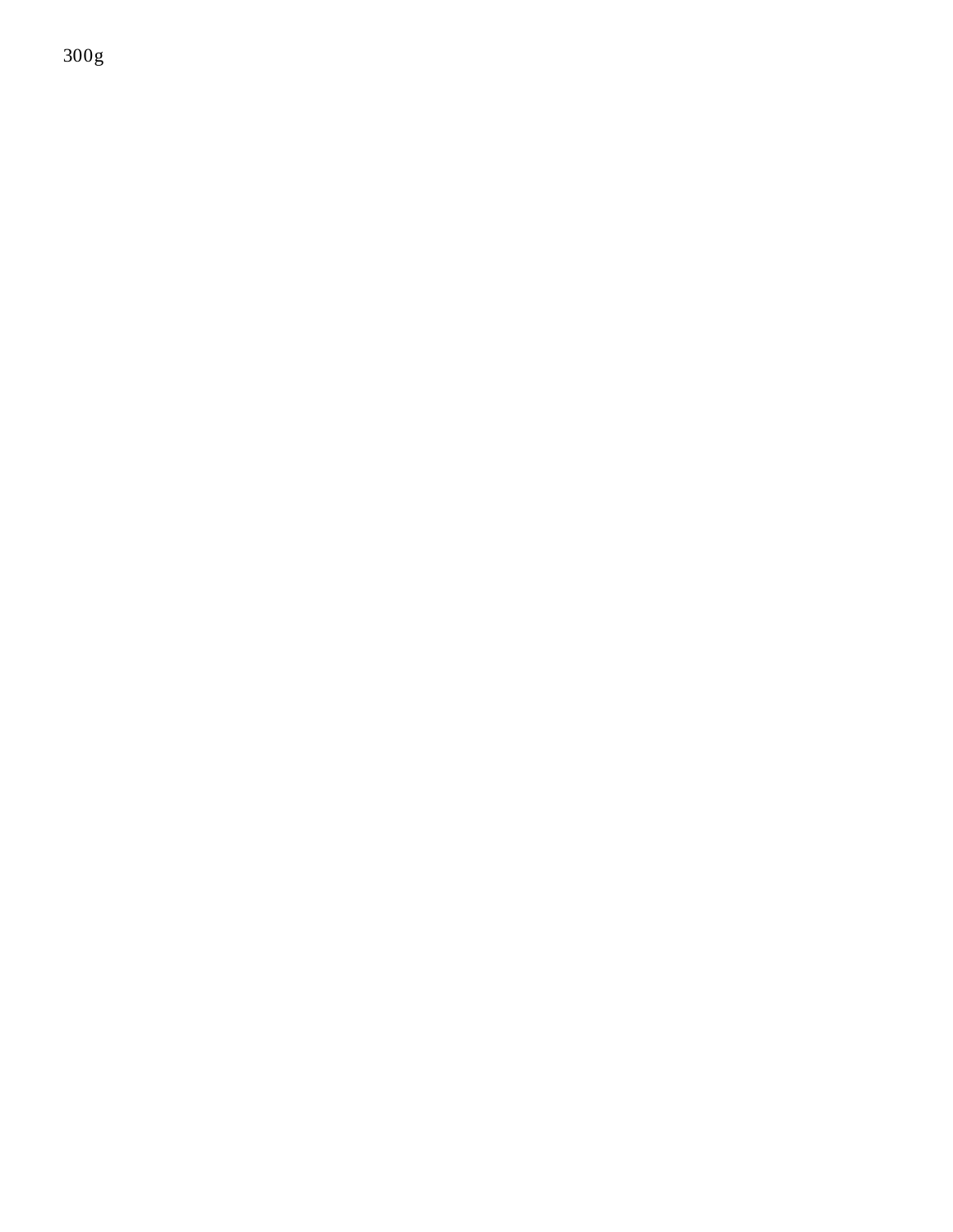300g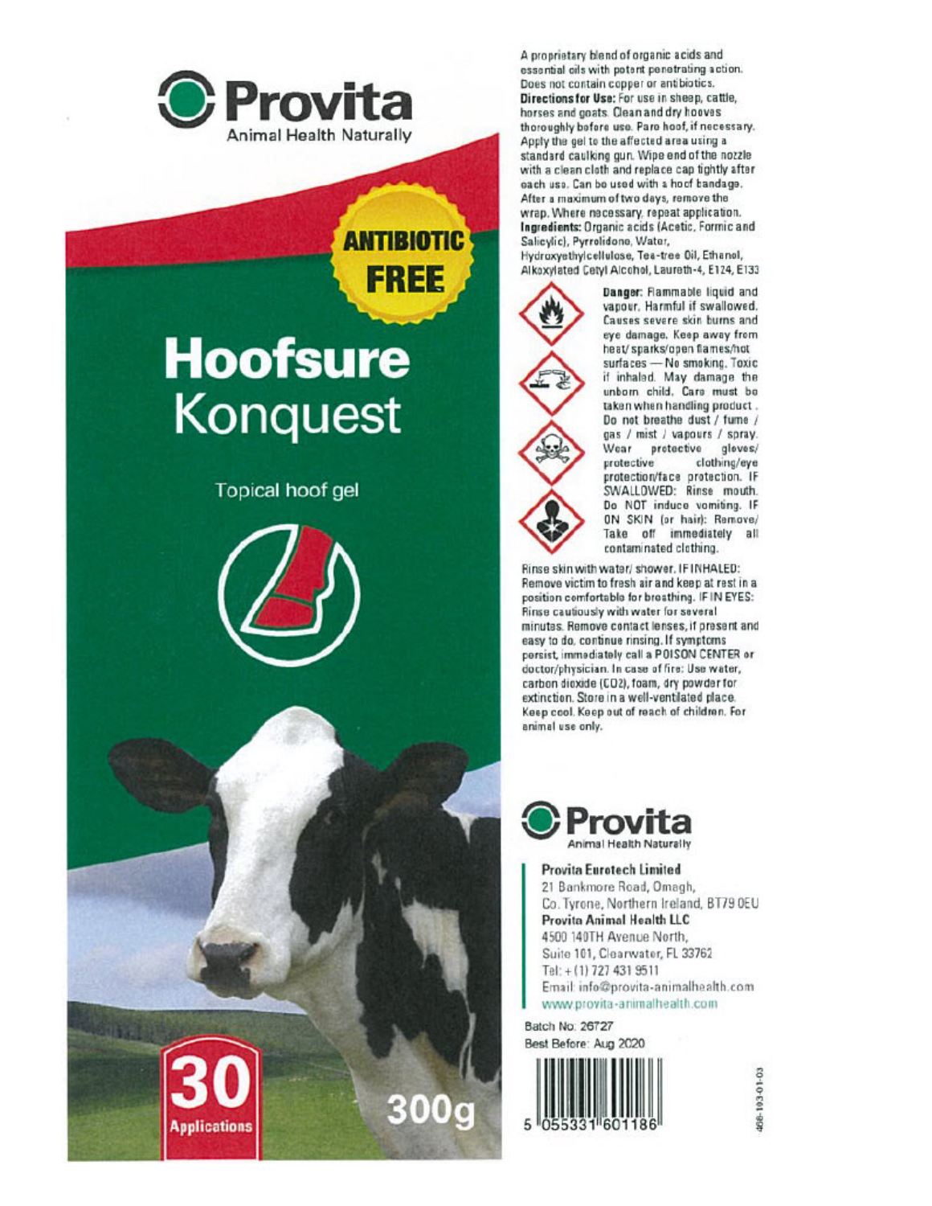# Provita

Animal Health Naturally

**ANTIBIOTIC FREE**

# Hoofsure Konquest

Topical hoof gel

**30** Applications

**300g**

A proprietary blend of organic acids and essential oils with potent penetrating action. Does not contain copper or antibiotics.

**Directions for Use:** For use in sheep, cattle, horses and goats. Clean and dry hooves thoroughly before use. Pare hoof, if necessary. Apply the gel to the affected area using a standard caulking gun. Wipe end of the nozzle with a clean cloth and replace cap tightly after each use. Can be used with a hoof bandage. After a maximum of two days, remove the wrap. Where necessary, repeat application.

**Ingredients:** Organic acids (Acetic, Formic and Salicylic), Pyrrolidone, Water, Hydroxyethylcellulose, Tea-tree Oil, Ethanol, Alkoxylated Cetyl Alcohol, Laureth-4, E124, E133

**Danger:** Flammable liquid and vapour. Harmful if swallowed. Causes severe skin burns and eye damage. Keep away from heat/ sparks/open flames/hot surfaces — No smoking. Toxic if inhaled. May damage the unborn child. Care must be taken when handling product. Do not breathe dust / fume / gas / mist / vapours / spray. Wear protective gloves/ protective clothing/eye protection/face protection. IF SWALLOWED: Rinse mouth. Do NOT induce vomiting. IF ON SKIN (or hair): Remove/ Take off immediately all contaminated clothing. Rinse skin with water/ shower. IF INHALED: Remove victim to fresh air and keep at rest in a position comfortable for breathing. IF IN EYES: Rinse cautiously with water for several minutes. Remove contact lenses, if present and easy to do, continue rinsing. If symptoms persist, immediately call a POISON CENTER or doctor/physician. In case of fire: Use water, carbon dioxide ($CO_2$), foam, dry powder for extinction. Store in a well-ventilated place. Keep cool. Keep out of reach of children. For animal use only.

**Provita**

Animal Health Naturally

**Provita Eurotech Limited**
21 Bankmore Road, Omagh,
Co. Tyrone, Northern Ireland, BT79 0EU

**Provita Animal Health LLC**
4500 140TH Avenue North,
Suite 101, Clearwater, FL 33762
Tel: + (1) 727 431 9511
Email: info@provita-animalhealth.com
www.provita-animalhealth.com

Batch No: 26727
Best Before: Aug 2020

5 055331 601186

406-103-01-03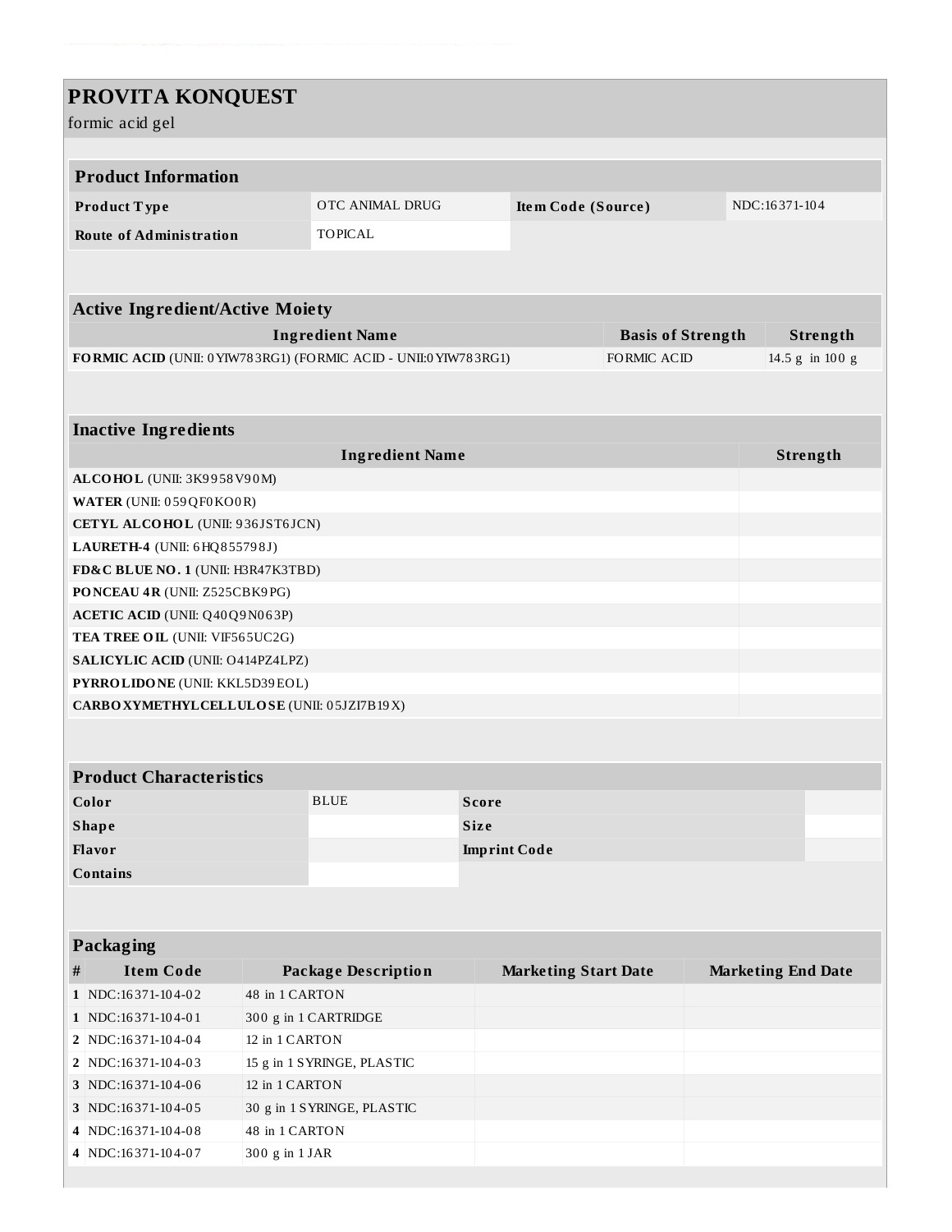# PROVITA KONQUEST

formic acid gel

## Product Information

| Product Type | OTC ANIMAL DRUG | Item Code (Source) | NDC:16371-104 |
|---|---|---|---|
| Route of Administration | TOPICAL | | |

## Active Ingredient/Active Moiety

| Ingredient Name | Basis of Strength | Strength |
|---|---|---|
| **FORMIC ACID** (UNII: 0YIW783RG1) (FORMIC ACID - UNII:0YIW783RG1) | FORMIC ACID | 14.5 g in 100 g |

## Inactive Ingredients

| Ingredient Name | Strength |
|---|---|
| **ALCOHOL** (UNII: 3K9958V90M) | |
| **WATER** (UNII: 059QF0KO0R) | |
| **CETYL ALCOHOL** (UNII: 936JST6JCN) | |
| **LAURETH-4** (UNII: 6HQ855798J) | |
| **FD&C BLUE NO. 1** (UNII: H3R47K3TBD) | |
| **PONCEAU 4R** (UNII: Z525CBK9PG) | |
| **ACETIC ACID** (UNII: Q40Q9N063P) | |
| **TEA TREE OIL** (UNII: VIF565UC2G) | |
| **SALICYLIC ACID** (UNII: O414PZ4LPZ) | |
| **PYRROLIDONE** (UNII: KKL5D39EOL) | |
| **CARBOXYMETHYLCELLULOSE** (UNII: 05JZI7B19X) | |

## Product Characteristics

| Color | BLUE | Score | |
|---|---|---|---|
| Shape | | Size | |
| Flavor | | Imprint Code | |
| Contains | | | |

## Packaging

| # | Item Code | Package Description | Marketing Start Date | Marketing End Date |
|---|---|---|---|---|
| 1 | NDC:16371-104-02 | 48 in 1 CARTON | | |
| 1 | NDC:16371-104-01 | 300 g in 1 CARTRIDGE | | |
| 2 | NDC:16371-104-04 | 12 in 1 CARTON | | |
| 2 | NDC:16371-104-03 | 15 g in 1 SYRINGE, PLASTIC | | |
| 3 | NDC:16371-104-06 | 12 in 1 CARTON | | |
| 3 | NDC:16371-104-05 | 30 g in 1 SYRINGE, PLASTIC | | |
| 4 | NDC:16371-104-08 | 48 in 1 CARTON | | |
| 4 | NDC:16371-104-07 | 300 g in 1 JAR | | |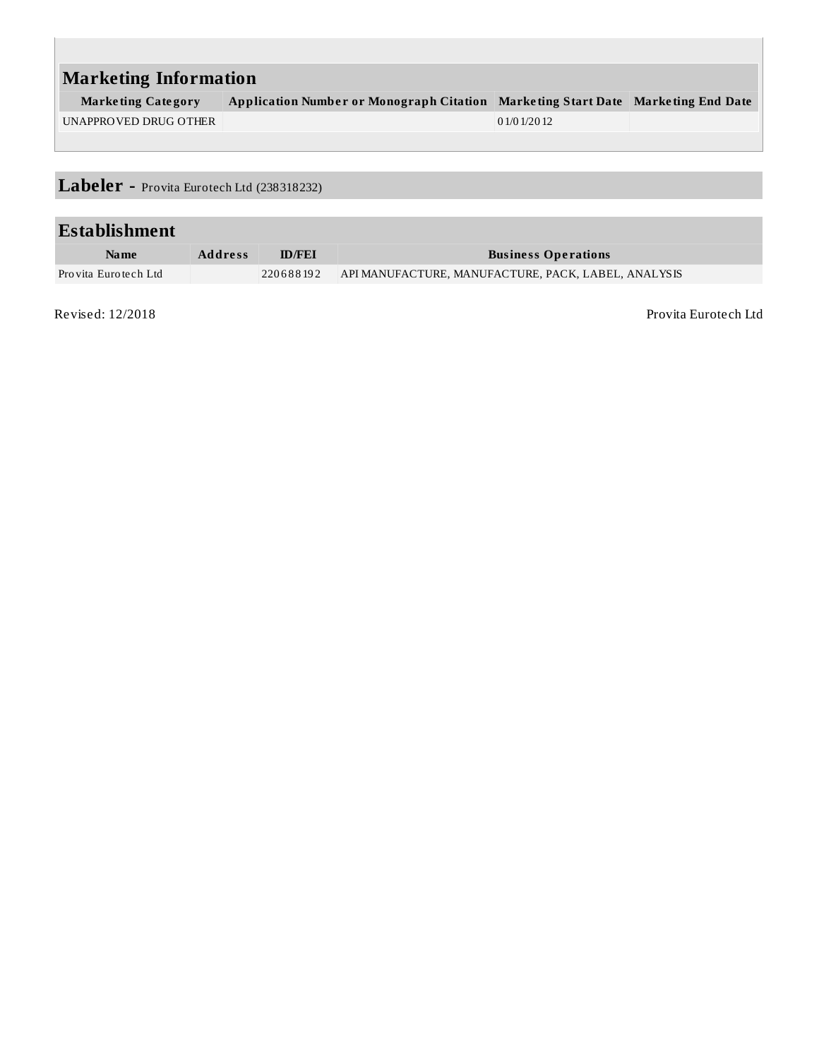## Marketing Information

| Marketing Category | Application Number or Monograph Citation | Marketing Start Date | Marketing End Date |
| --- | --- | --- | --- |
| UNAPPROVED DRUG OTHER | | 01/01/2012 | |

## Labeler - Provita Eurotech Ltd (238318232)

## Establishment

| Name | Address | ID/FEI | Business Operations |
| --- | --- | --- | --- |
| Provita Eurotech Ltd | | 220688192 | API MANUFACTURE, MANUFACTURE, PACK, LABEL, ANALYSIS |

Revised: 12/2018

Provita Eurotech Ltd